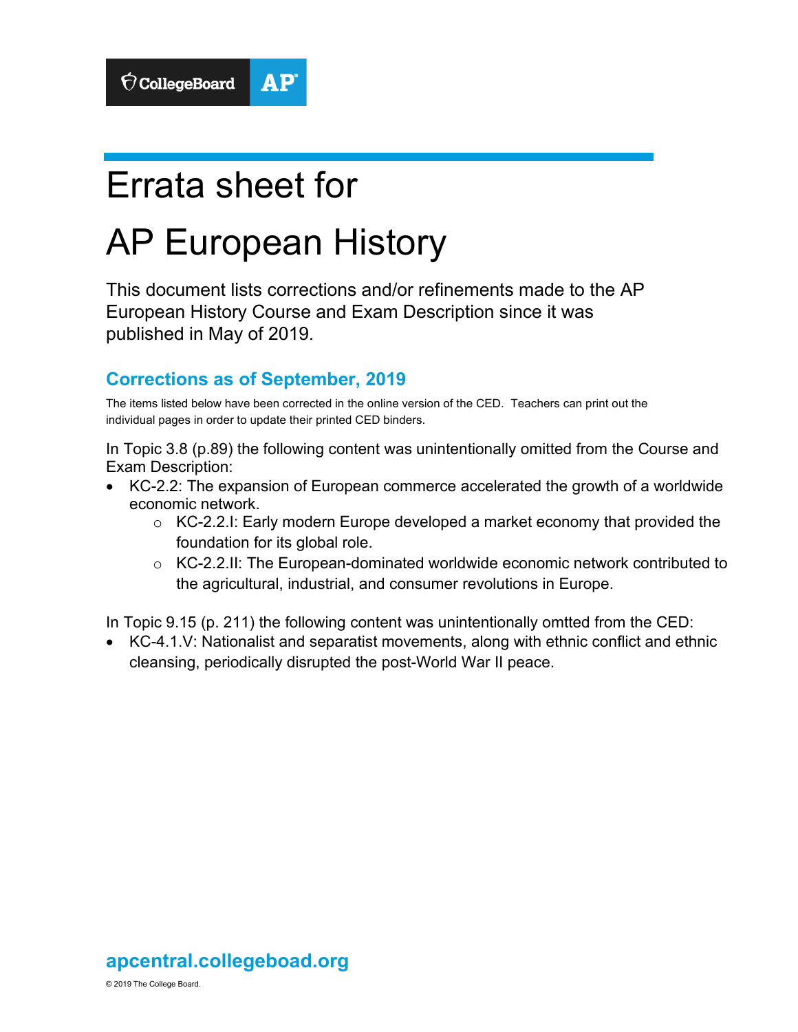# Errata sheet for

# AP European History

This document lists corrections and/or refinements made to the AP European History Course and Exam Description since it was published in May of 2019.

## Corrections as of September, 2019

The items listed below have been corrected in the online version of the CED. Teachers can print out the individual pages in order to update their printed CED binders.

In Topic 3.8 (p.89) the following content was unintentionally omitted from the Course and Exam Description:

- KC-2.2: The expansion of European commerce accelerated the growth of a worldwide economic network.
  - KC-2.2.I: Early modern Europe developed a market economy that provided the foundation for its global role.
  - KC-2.2.II: The European-dominated worldwide economic network contributed to the agricultural, industrial, and consumer revolutions in Europe.

In Topic 9.15 (p. 211) the following content was unintentionally omtted from the CED:

- KC-4.1.V: Nationalist and separatist movements, along with ethnic conflict and ethnic cleansing, periodically disrupted the post-World War II peace.

**apcentral.collegeboad.org**

© 2019 The College Board.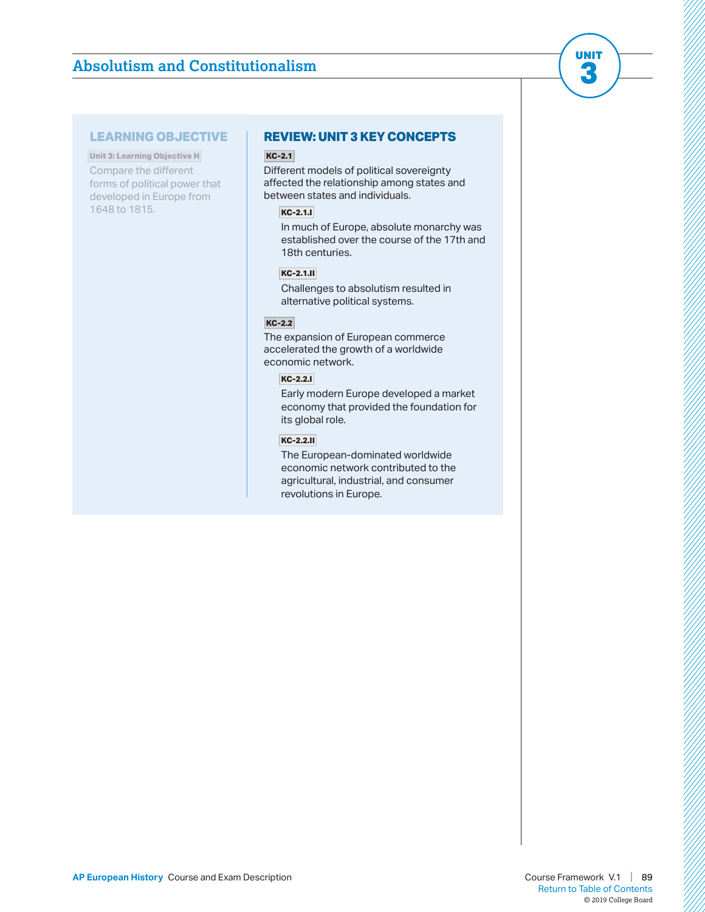## Absolutism and Constitutionalism

**UNIT 3**

### LEARNING OBJECTIVE

**Unit 3: Learning Objective H**

Compare the different forms of political power that developed in Europe from 1648 to 1815.

### REVIEW: UNIT 3 KEY CONCEPTS

**KC-2.1**

Different models of political sovereignty affected the relationship among states and between states and individuals.

**KC-2.1.I**

In much of Europe, absolute monarchy was established over the course of the 17th and 18th centuries.

**KC-2.1.II**

Challenges to absolutism resulted in alternative political systems.

**KC-2.2**

The expansion of European commerce accelerated the growth of a worldwide economic network.

**KC-2.2.I**

Early modern Europe developed a market economy that provided the foundation for its global role.

**KC-2.2.II**

The European-dominated worldwide economic network contributed to the agricultural, industrial, and consumer revolutions in Europe.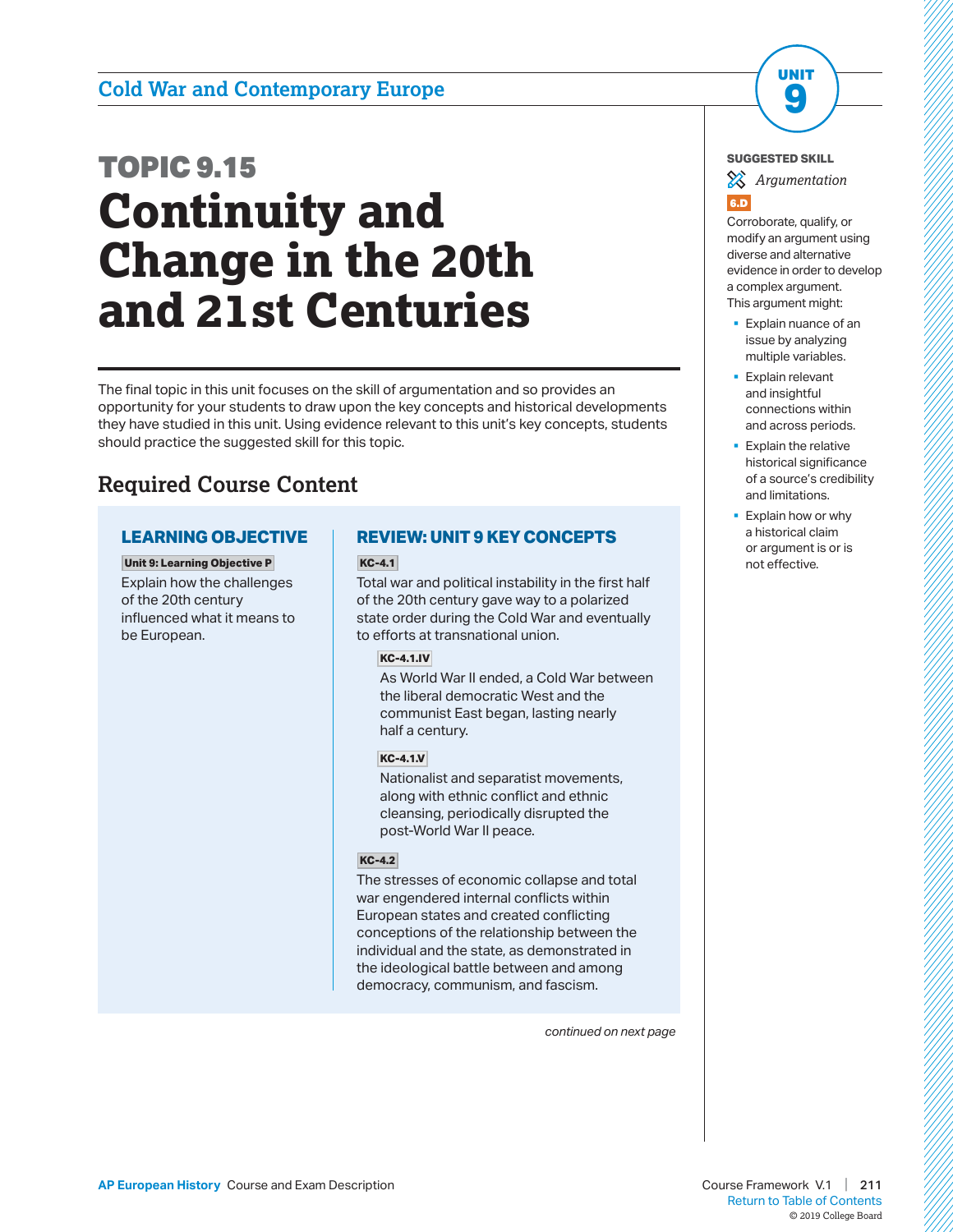## Cold War and Contemporary Europe

**UNIT 9**

# TOPIC 9.15
# Continuity and Change in the 20th and 21st Centuries

The final topic in this unit focuses on the skill of argumentation and so provides an opportunity for your students to draw upon the key concepts and historical developments they have studied in this unit. Using evidence relevant to this unit's key concepts, students should practice the suggested skill for this topic.

## Required Course Content

### LEARNING OBJECTIVE

**Unit 9: Learning Objective P**

Explain how the challenges of the 20th century influenced what it means to be European.

### REVIEW: UNIT 9 KEY CONCEPTS

**KC-4.1**

Total war and political instability in the first half of the 20th century gave way to a polarized state order during the Cold War and eventually to efforts at transnational union.

**KC-4.1.IV**

As World War II ended, a Cold War between the liberal democratic West and the communist East began, lasting nearly half a century.

**KC-4.1.V**

Nationalist and separatist movements, along with ethnic conflict and ethnic cleansing, periodically disrupted the post-World War II peace.

**KC-4.2**

The stresses of economic collapse and total war engendered internal conflicts within European states and created conflicting conceptions of the relationship between the individual and the state, as demonstrated in the ideological battle between and among democracy, communism, and fascism.

*continued on next page*

**SUGGESTED SKILL**

*Argumentation*

**6.D**

Corroborate, qualify, or modify an argument using diverse and alternative evidence in order to develop a complex argument. This argument might:

- Explain nuance of an issue by analyzing multiple variables.
- Explain relevant and insightful connections within and across periods.
- Explain the relative historical significance of a source's credibility and limitations.
- Explain how or why a historical claim or argument is or is not effective.